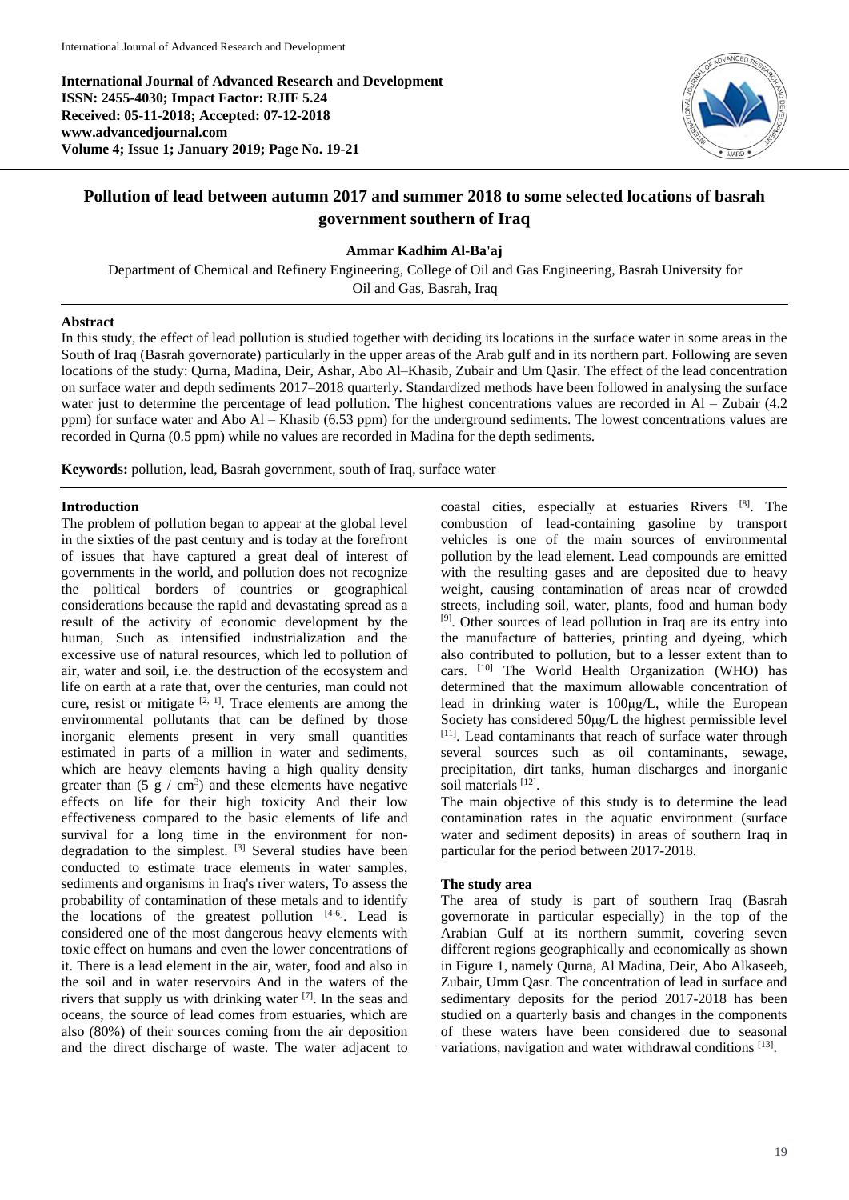**International Journal of Advanced Research and Development**
**ISSN: 2455-4030; Impact Factor: RJIF 5.24**
**Received: 05-11-2018; Accepted: 07-12-2018**
**www.advancedjournal.com**
**Volume 4; Issue 1; January 2019; Page No. 19-21**

# Pollution of lead between autumn 2017 and summer 2018 to some selected locations of basrah government southern of Iraq

**Ammar Kadhim Al-Ba'aj**

Department of Chemical and Refinery Engineering, College of Oil and Gas Engineering, Basrah University for Oil and Gas, Basrah, Iraq

## Abstract

In this study, the effect of lead pollution is studied together with deciding its locations in the surface water in some areas in the South of Iraq (Basrah governorate) particularly in the upper areas of the Arab gulf and in its northern part. Following are seven locations of the study: Qurna, Madina, Deir, Ashar, Abo Al–Khasib, Zubair and Um Qasir. The effect of the lead concentration on surface water and depth sediments 2017–2018 quarterly. Standardized methods have been followed in analysing the surface water just to determine the percentage of lead pollution. The highest concentrations values are recorded in Al – Zubair (4.2 ppm) for surface water and Abo Al – Khasib (6.53 ppm) for the underground sediments. The lowest concentrations values are recorded in Qurna (0.5 ppm) while no values are recorded in Madina for the depth sediments.

**Keywords:** pollution, lead, Basrah government, south of Iraq, surface water

## Introduction

The problem of pollution began to appear at the global level in the sixties of the past century and is today at the forefront of issues that have captured a great deal of interest of governments in the world, and pollution does not recognize the political borders of countries or geographical considerations because the rapid and devastating spread as a result of the activity of economic development by the human, Such as intensified industrialization and the excessive use of natural resources, which led to pollution of air, water and soil, i.e. the destruction of the ecosystem and life on earth at a rate that, over the centuries, man could not cure, resist or mitigate [2, 1]. Trace elements are among the environmental pollutants that can be defined by those inorganic elements present in very small quantities estimated in parts of a million in water and sediments, which are heavy elements having a high quality density greater than (5 g / cm$^3$) and these elements have negative effects on life for their high toxicity And their low effectiveness compared to the basic elements of life and survival for a long time in the environment for non-degradation to the simplest. [3] Several studies have been conducted to estimate trace elements in water samples, sediments and organisms in Iraq's river waters, To assess the probability of contamination of these metals and to identify the locations of the greatest pollution [4-6]. Lead is considered one of the most dangerous heavy elements with toxic effect on humans and even the lower concentrations of it. There is a lead element in the air, water, food and also in the soil and in water reservoirs And in the waters of the rivers that supply us with drinking water [7]. In the seas and oceans, the source of lead comes from estuaries, which are also (80%) of their sources coming from the air deposition and the direct discharge of waste. The water adjacent to coastal cities, especially at estuaries Rivers [8]. The combustion of lead-containing gasoline by transport vehicles is one of the main sources of environmental pollution by the lead element. Lead compounds are emitted with the resulting gases and are deposited due to heavy weight, causing contamination of areas near of crowded streets, including soil, water, plants, food and human body [9]. Other sources of lead pollution in Iraq are its entry into the manufacture of batteries, printing and dyeing, which also contributed to pollution, but to a lesser extent than to cars. [10] The World Health Organization (WHO) has determined that the maximum allowable concentration of lead in drinking water is 100μg/L, while the European Society has considered 50μg/L the highest permissible level [11]. Lead contaminants that reach of surface water through several sources such as oil contaminants, sewage, precipitation, dirt tanks, human discharges and inorganic soil materials [12].

The main objective of this study is to determine the lead contamination rates in the aquatic environment (surface water and sediment deposits) in areas of southern Iraq in particular for the period between 2017-2018.

## The study area

The area of study is part of southern Iraq (Basrah governorate in particular especially) in the top of the Arabian Gulf at its northern summit, covering seven different regions geographically and economically as shown in Figure 1, namely Qurna, Al Madina, Deir, Abo Alkaseeb, Zubair, Umm Qasr. The concentration of lead in surface and sedimentary deposits for the period 2017-2018 has been studied on a quarterly basis and changes in the components of these waters have been considered due to seasonal variations, navigation and water withdrawal conditions [13].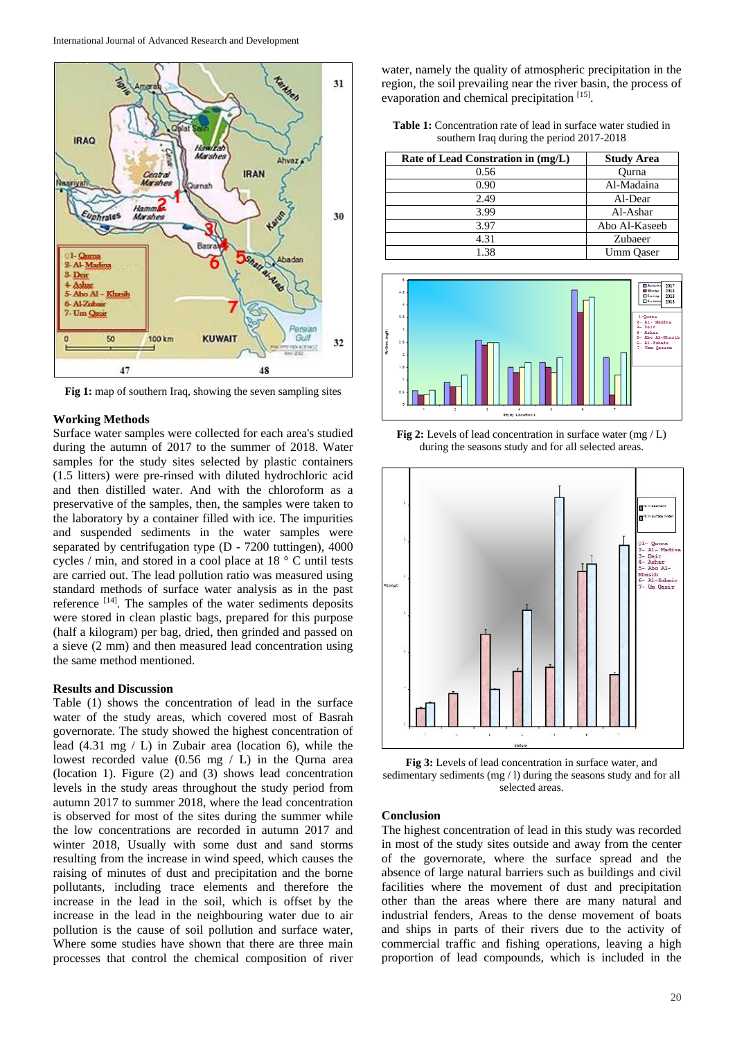Fig 1: map of southern Iraq, showing the seven sampling sites

### Working Methods

Surface water samples were collected for each area's studied during the autumn of 2017 to the summer of 2018. Water samples for the study sites selected by plastic containers (1.5 litters) were pre-rinsed with diluted hydrochloric acid and then distilled water. And with the chloroform as a preservative of the samples, then, the samples were taken to the laboratory by a container filled with ice. The impurities and suspended sediments in the water samples were separated by centrifugation type (D - 7200 tuttingen), 4000 cycles / min, and stored in a cool place at 18 ° C until tests are carried out. The lead pollution ratio was measured using standard methods of surface water analysis as in the past reference [14]. The samples of the water sediments deposits were stored in clean plastic bags, prepared for this purpose (half a kilogram) per bag, dried, then grinded and passed on a sieve (2 mm) and then measured lead concentration using the same method mentioned.

### Results and Discussion

Table (1) shows the concentration of lead in the surface water of the study areas, which covered most of Basrah governorate. The study showed the highest concentration of lead (4.31 mg / L) in Zubair area (location 6), while the lowest recorded value (0.56 mg / L) in the Qurna area (location 1). Figure (2) and (3) shows lead concentration levels in the study areas throughout the study period from autumn 2017 to summer 2018, where the lead concentration is observed for most of the sites during the summer while the low concentrations are recorded in autumn 2017 and winter 2018, Usually with some dust and sand storms resulting from the increase in wind speed, which causes the raising of minutes of dust and precipitation and the borne pollutants, including trace elements and therefore the increase in the lead in the soil, which is offset by the increase in the lead in the neighbouring water due to air pollution is the cause of soil pollution and surface water, Where some studies have shown that there are three main processes that control the chemical composition of river water, namely the quality of atmospheric precipitation in the region, the soil prevailing near the river basin, the process of evaporation and chemical precipitation [15].

**Table 1:** Concentration rate of lead in surface water studied in southern Iraq during the period 2017-2018

| Rate of Lead Constration in (mg/L) | Study Area |
|---|---|
| 0.56 | Qurna |
| 0.90 | Al-Madaina |
| 2.49 | Al-Dear |
| 3.99 | Al-Ashar |
| 3.97 | Abo Al-Kaseeb |
| 4.31 | Zubaeer |
| 1.38 | Umm Qaser |

**Fig 2:** Levels of lead concentration in surface water (mg / L) during the seasons study and for all selected areas.

**Fig 3:** Levels of lead concentration in surface water, and sedimentary sediments (mg / l) during the seasons study and for all selected areas.

### Conclusion

The highest concentration of lead in this study was recorded in most of the study sites outside and away from the center of the governorate, where the surface spread and the absence of large natural barriers such as buildings and civil facilities where the movement of dust and precipitation other than the areas where there are many natural and industrial fenders, Areas to the dense movement of boats and ships in parts of their rivers due to the activity of commercial traffic and fishing operations, leaving a high proportion of lead compounds, which is included in the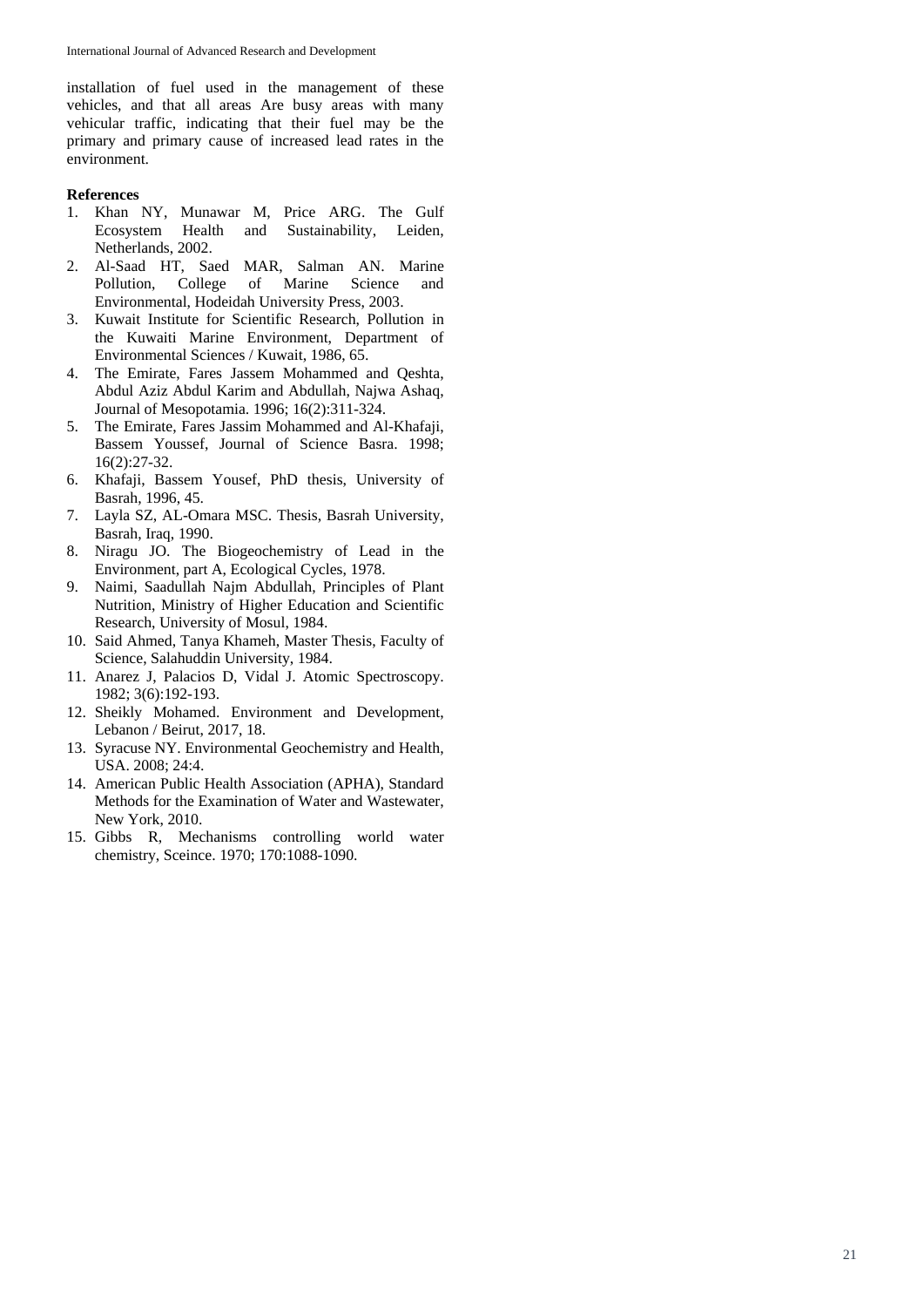installation of fuel used in the management of these vehicles, and that all areas Are busy areas with many vehicular traffic, indicating that their fuel may be the primary and primary cause of increased lead rates in the environment.

## References

1. Khan NY, Munawar M, Price ARG. The Gulf Ecosystem Health and Sustainability, Leiden, Netherlands, 2002.
2. Al-Saad HT, Saed MAR, Salman AN. Marine Pollution, College of Marine Science and Environmental, Hodeidah University Press, 2003.
3. Kuwait Institute for Scientific Research, Pollution in the Kuwaiti Marine Environment, Department of Environmental Sciences / Kuwait, 1986, 65.
4. The Emirate, Fares Jassem Mohammed and Qeshta, Abdul Aziz Abdul Karim and Abdullah, Najwa Ashaq, Journal of Mesopotamia. 1996; 16(2):311-324.
5. The Emirate, Fares Jassim Mohammed and Al-Khafaji, Bassem Youssef, Journal of Science Basra. 1998; 16(2):27-32.
6. Khafaji, Bassem Yousef, PhD thesis, University of Basrah, 1996, 45.
7. Layla SZ, AL-Omara MSC. Thesis, Basrah University, Basrah, Iraq, 1990.
8. Niragu JO. The Biogeochemistry of Lead in the Environment, part A, Ecological Cycles, 1978.
9. Naimi, Saadullah Najm Abdullah, Principles of Plant Nutrition, Ministry of Higher Education and Scientific Research, University of Mosul, 1984.
10. Said Ahmed, Tanya Khameh, Master Thesis, Faculty of Science, Salahuddin University, 1984.
11. Anarez J, Palacios D, Vidal J. Atomic Spectroscopy. 1982; 3(6):192-193.
12. Sheikly Mohamed. Environment and Development, Lebanon / Beirut, 2017, 18.
13. Syracuse NY. Environmental Geochemistry and Health, USA. 2008; 24:4.
14. American Public Health Association (APHA), Standard Methods for the Examination of Water and Wastewater, New York, 2010.
15. Gibbs R, Mechanisms controlling world water chemistry, Sceince. 1970; 170:1088-1090.